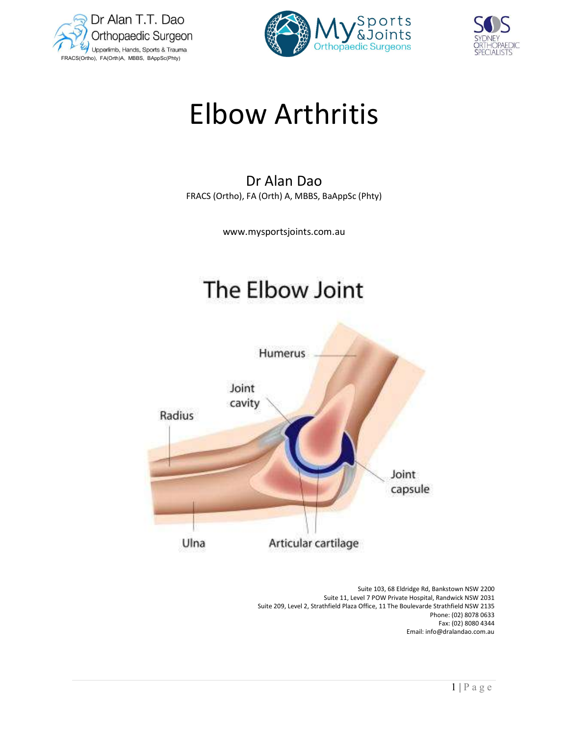Dr Alan T.T. Dao
Orthopaedic Surgeon
Upperlimb, Hands, Sports & Trauma
FRACS(Ortho), FA(Orth)A, MBBS, BAppSc(Phty)

My Sports & Joints Orthopaedic Surgeons

SOS Sydney Orthopaedic Specialists

# Elbow Arthritis

Dr Alan Dao

FRACS (Ortho), FA (Orth) A, MBBS, BaAppSc (Phty)

www.mysportsjoints.com.au

## The Elbow Joint

Humerus

Joint cavity

Radius

Joint capsule

Ulna

Articular cartilage

Suite 103, 68 Eldridge Rd, Bankstown NSW 2200
Suite 11, Level 7 POW Private Hospital, Randwick NSW 2031
Suite 209, Level 2, Strathfield Plaza Office, 11 The Boulevarde Strathfield NSW 2135
Phone: (02) 8078 0633
Fax: (02) 8080 4344
Email: info@dralandao.com.au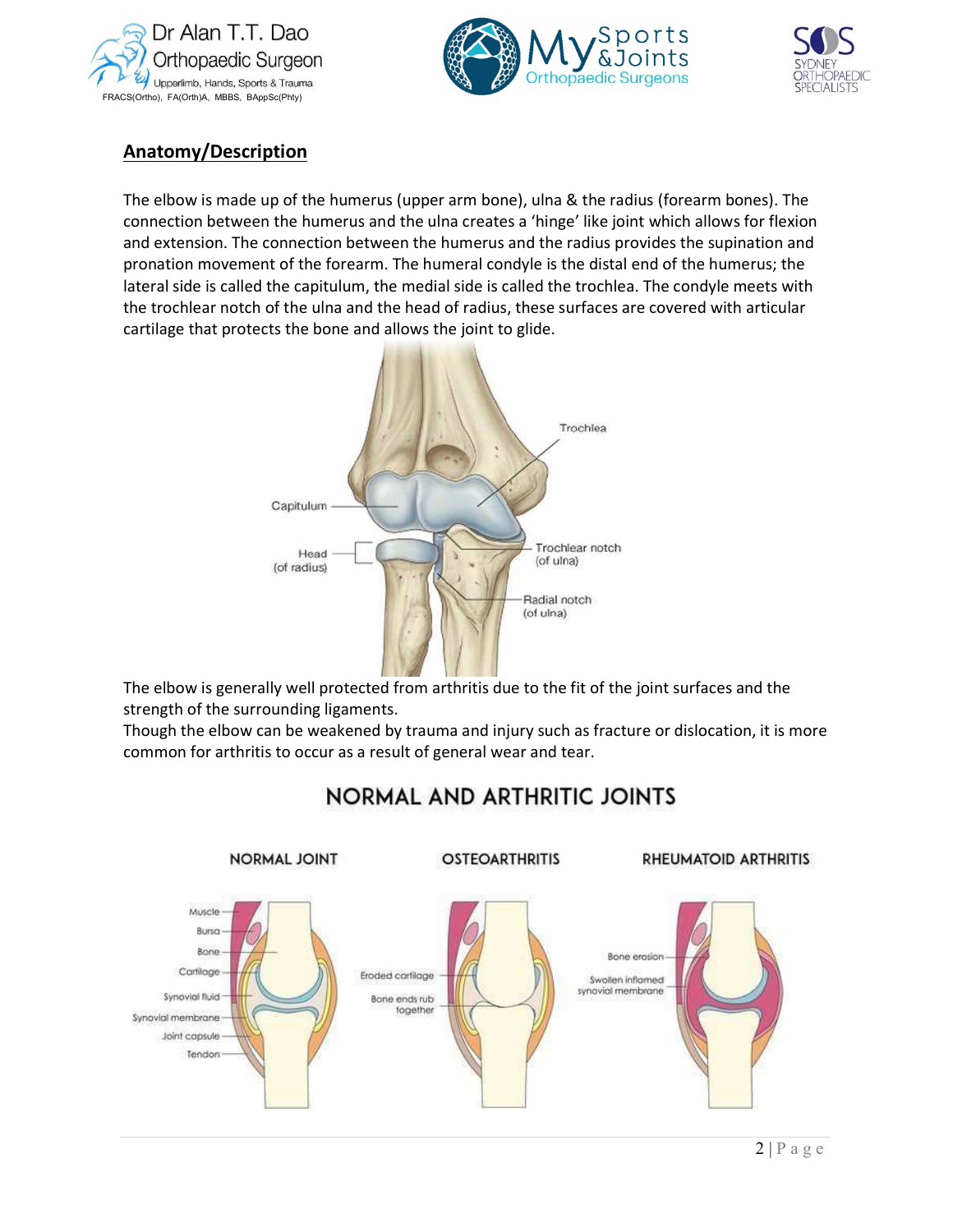## Anatomy/Description

The elbow is made up of the humerus (upper arm bone), ulna & the radius (forearm bones). The connection between the humerus and the ulna creates a 'hinge' like joint which allows for flexion and extension. The connection between the humerus and the radius provides the supination and pronation movement of the forearm. The humeral condyle is the distal end of the humerus; the lateral side is called the capitulum, the medial side is called the trochlea. The condyle meets with the trochlear notch of the ulna and the head of radius, these surfaces are covered with articular cartilage that protects the bone and allows the joint to glide.

The elbow is generally well protected from arthritis due to the fit of the joint surfaces and the strength of the surrounding ligaments.

Though the elbow can be weakened by trauma and injury such as fracture or dislocation, it is more common for arthritis to occur as a result of general wear and tear.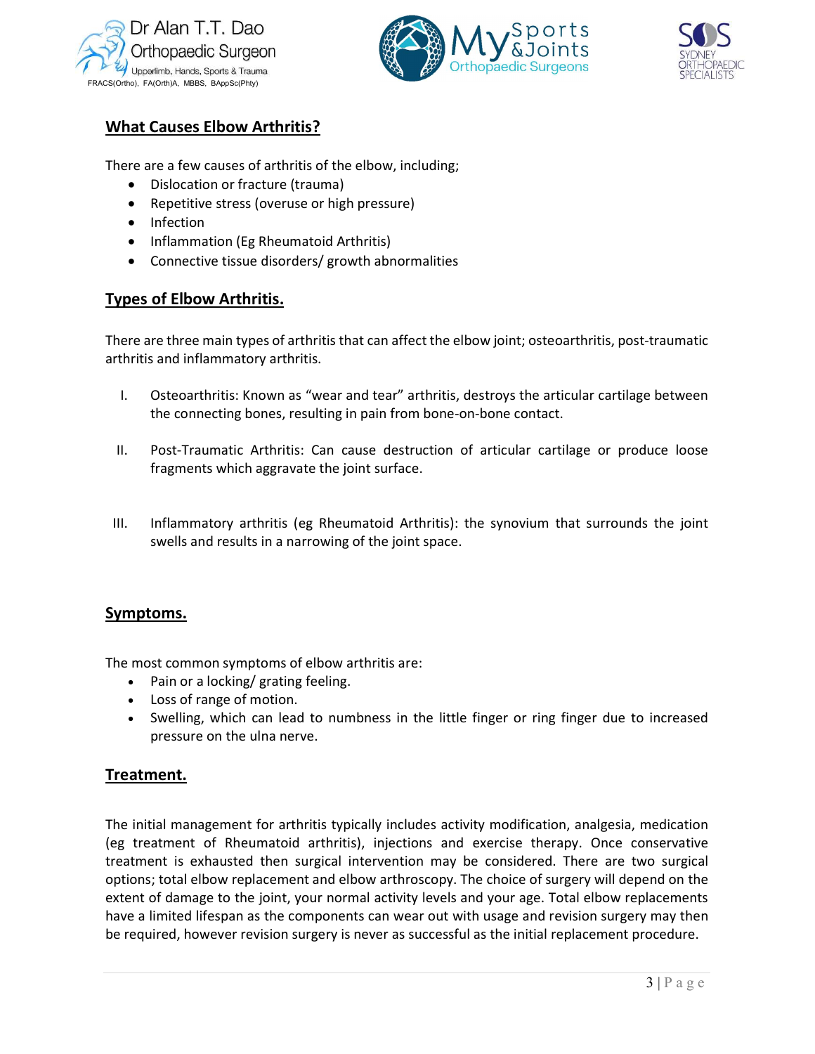## What Causes Elbow Arthritis?

There are a few causes of arthritis of the elbow, including;

- Dislocation or fracture (trauma)
- Repetitive stress (overuse or high pressure)
- Infection
- Inflammation (Eg Rheumatoid Arthritis)
- Connective tissue disorders/ growth abnormalities

## Types of Elbow Arthritis.

There are three main types of arthritis that can affect the elbow joint; osteoarthritis, post-traumatic arthritis and inflammatory arthritis.

I. Osteoarthritis: Known as "wear and tear" arthritis, destroys the articular cartilage between the connecting bones, resulting in pain from bone-on-bone contact.

II. Post-Traumatic Arthritis: Can cause destruction of articular cartilage or produce loose fragments which aggravate the joint surface.

III. Inflammatory arthritis (eg Rheumatoid Arthritis): the synovium that surrounds the joint swells and results in a narrowing of the joint space.

## Symptoms.

The most common symptoms of elbow arthritis are:

- Pain or a locking/ grating feeling.
- Loss of range of motion.
- Swelling, which can lead to numbness in the little finger or ring finger due to increased pressure on the ulna nerve.

## Treatment.

The initial management for arthritis typically includes activity modification, analgesia, medication (eg treatment of Rheumatoid arthritis), injections and exercise therapy. Once conservative treatment is exhausted then surgical intervention may be considered. There are two surgical options; total elbow replacement and elbow arthroscopy. The choice of surgery will depend on the extent of damage to the joint, your normal activity levels and your age. Total elbow replacements have a limited lifespan as the components can wear out with usage and revision surgery may then be required, however revision surgery is never as successful as the initial replacement procedure.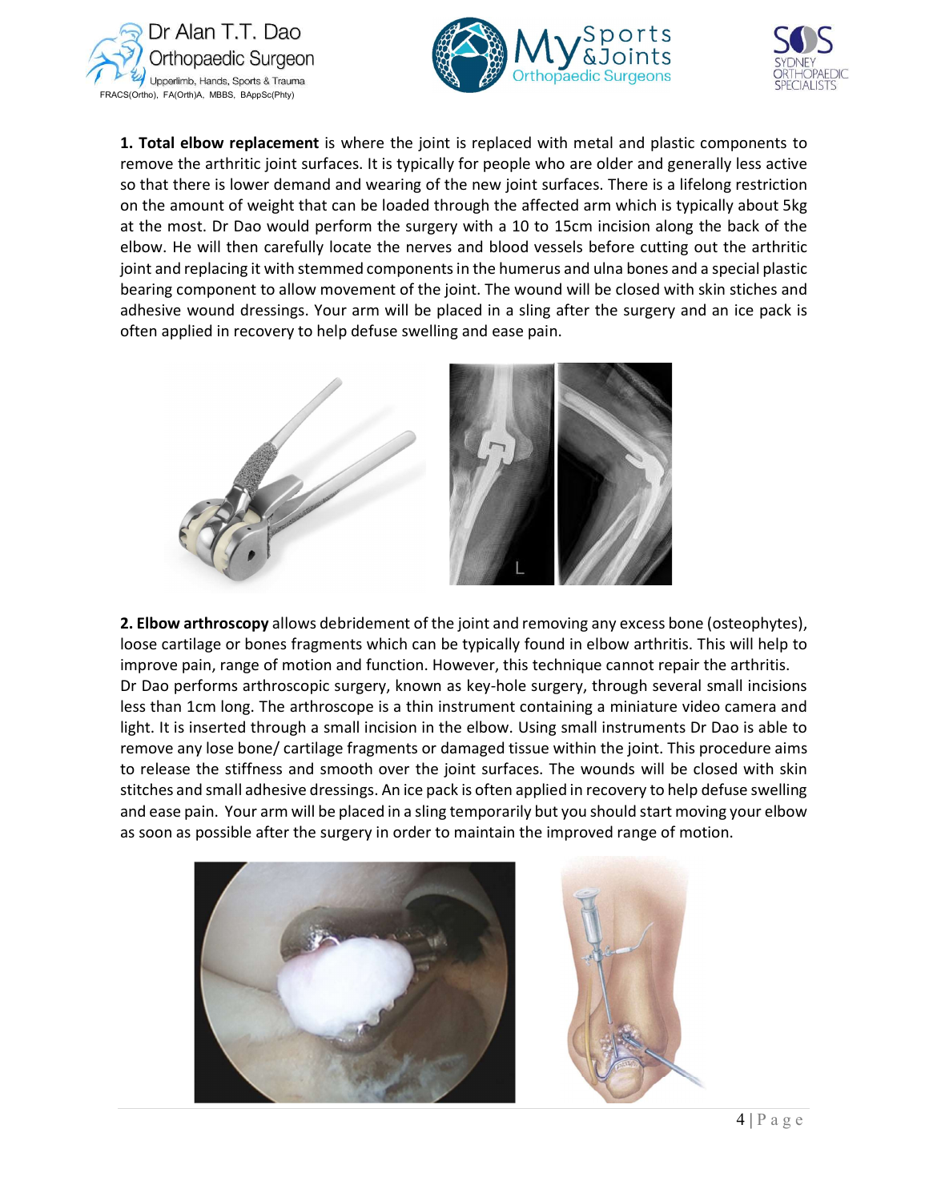**1. Total elbow replacement** is where the joint is replaced with metal and plastic components to remove the arthritic joint surfaces. It is typically for people who are older and generally less active so that there is lower demand and wearing of the new joint surfaces. There is a lifelong restriction on the amount of weight that can be loaded through the affected arm which is typically about 5kg at the most. Dr Dao would perform the surgery with a 10 to 15cm incision along the back of the elbow. He will then carefully locate the nerves and blood vessels before cutting out the arthritic joint and replacing it with stemmed components in the humerus and ulna bones and a special plastic bearing component to allow movement of the joint. The wound will be closed with skin stiches and adhesive wound dressings. Your arm will be placed in a sling after the surgery and an ice pack is often applied in recovery to help defuse swelling and ease pain.

**2. Elbow arthroscopy** allows debridement of the joint and removing any excess bone (osteophytes), loose cartilage or bones fragments which can be typically found in elbow arthritis. This will help to improve pain, range of motion and function. However, this technique cannot repair the arthritis. Dr Dao performs arthroscopic surgery, known as key-hole surgery, through several small incisions less than 1cm long. The arthroscope is a thin instrument containing a miniature video camera and light. It is inserted through a small incision in the elbow. Using small instruments Dr Dao is able to remove any lose bone/ cartilage fragments or damaged tissue within the joint. This procedure aims to release the stiffness and smooth over the joint surfaces. The wounds will be closed with skin stitches and small adhesive dressings. An ice pack is often applied in recovery to help defuse swelling and ease pain. Your arm will be placed in a sling temporarily but you should start moving your elbow as soon as possible after the surgery in order to maintain the improved range of motion.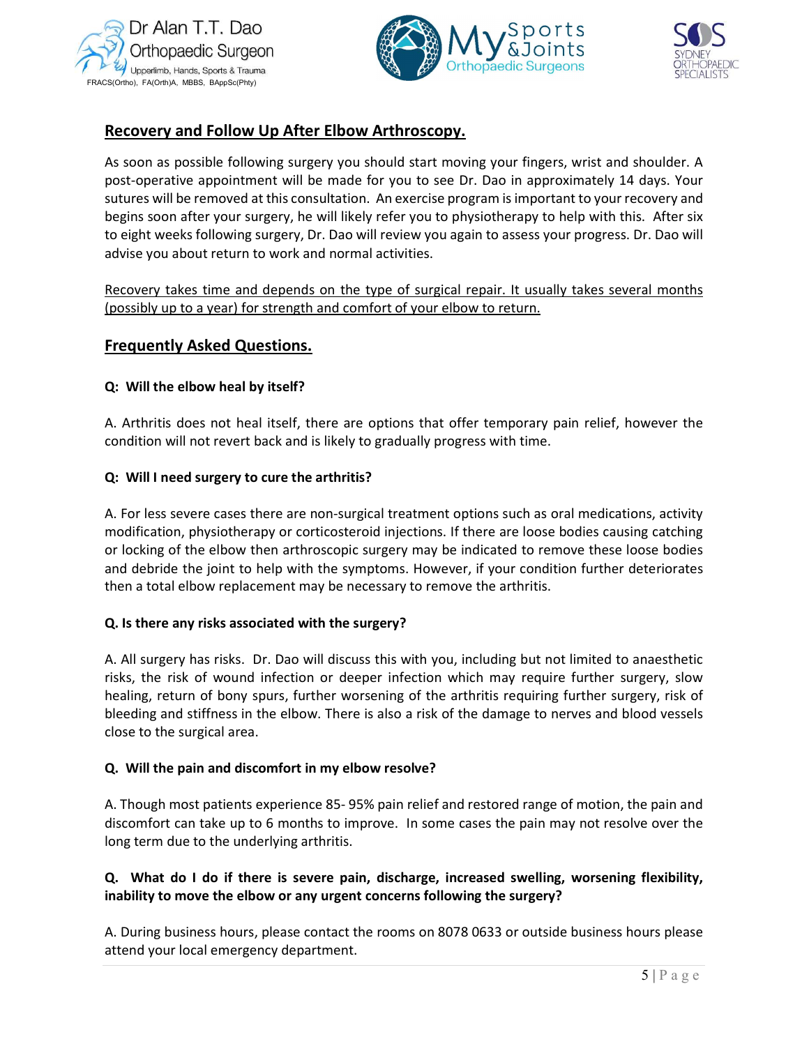## Recovery and Follow Up After Elbow Arthroscopy.

As soon as possible following surgery you should start moving your fingers, wrist and shoulder. A post-operative appointment will be made for you to see Dr. Dao in approximately 14 days. Your sutures will be removed at this consultation. An exercise program is important to your recovery and begins soon after your surgery, he will likely refer you to physiotherapy to help with this. After six to eight weeks following surgery, Dr. Dao will review you again to assess your progress. Dr. Dao will advise you about return to work and normal activities.

Recovery takes time and depends on the type of surgical repair. It usually takes several months (possibly up to a year) for strength and comfort of your elbow to return.

## Frequently Asked Questions.

**Q: Will the elbow heal by itself?**

A. Arthritis does not heal itself, there are options that offer temporary pain relief, however the condition will not revert back and is likely to gradually progress with time.

**Q: Will I need surgery to cure the arthritis?**

A. For less severe cases there are non-surgical treatment options such as oral medications, activity modification, physiotherapy or corticosteroid injections. If there are loose bodies causing catching or locking of the elbow then arthroscopic surgery may be indicated to remove these loose bodies and debride the joint to help with the symptoms. However, if your condition further deteriorates then a total elbow replacement may be necessary to remove the arthritis.

**Q. Is there any risks associated with the surgery?**

A. All surgery has risks. Dr. Dao will discuss this with you, including but not limited to anaesthetic risks, the risk of wound infection or deeper infection which may require further surgery, slow healing, return of bony spurs, further worsening of the arthritis requiring further surgery, risk of bleeding and stiffness in the elbow. There is also a risk of the damage to nerves and blood vessels close to the surgical area.

**Q. Will the pain and discomfort in my elbow resolve?**

A. Though most patients experience 85- 95% pain relief and restored range of motion, the pain and discomfort can take up to 6 months to improve. In some cases the pain may not resolve over the long term due to the underlying arthritis.

**Q. What do I do if there is severe pain, discharge, increased swelling, worsening flexibility, inability to move the elbow or any urgent concerns following the surgery?**

A. During business hours, please contact the rooms on 8078 0633 or outside business hours please attend your local emergency department.